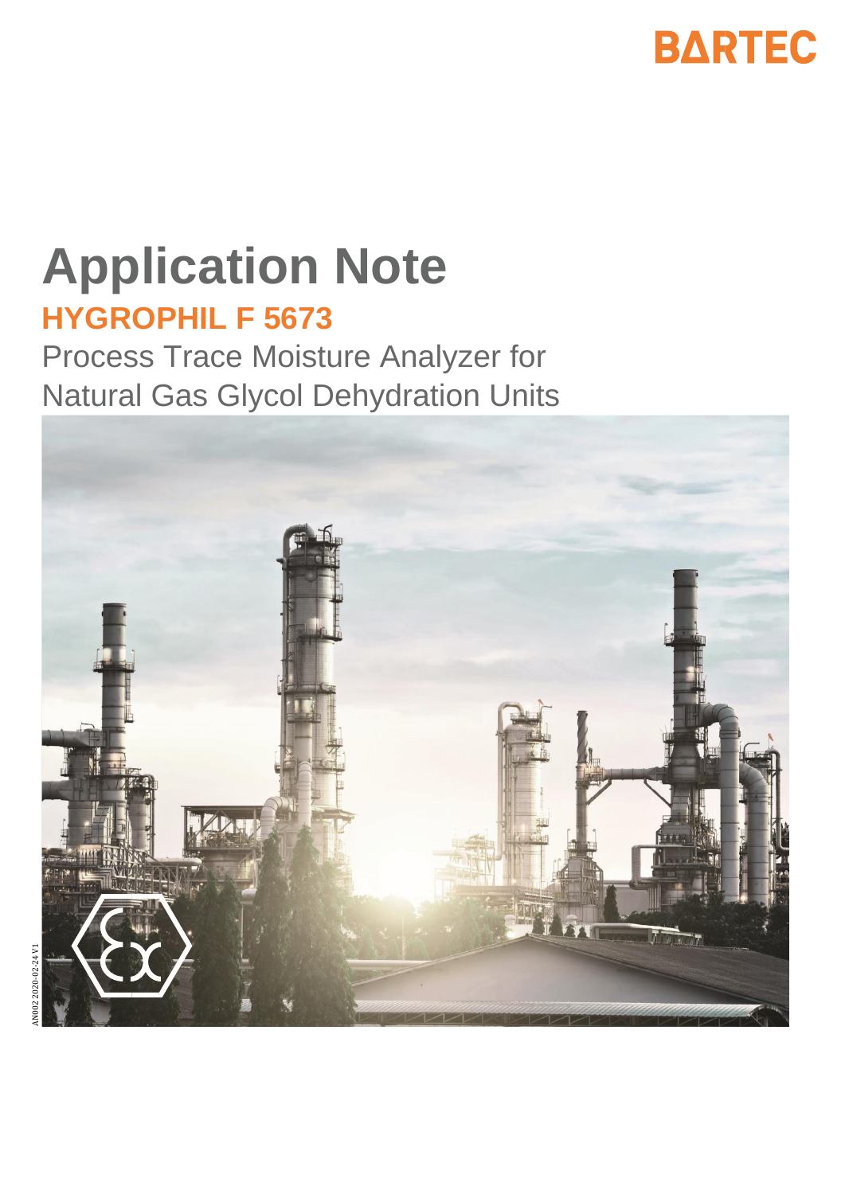BARTEC

# Application Note

## HYGROPHIL F 5673

Process Trace Moisture Analyzer for Natural Gas Glycol Dehydration Units

AN002 2020-02-24 V1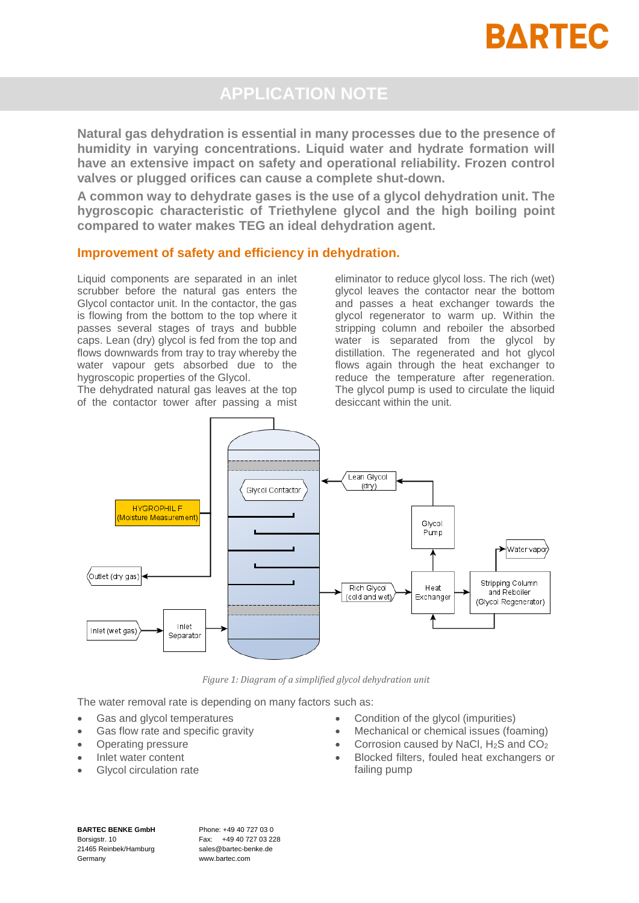**Natural gas dehydration is essential in many processes due to the presence of humidity in varying concentrations. Liquid water and hydrate formation will have an extensive impact on safety and operational reliability. Frozen control valves or plugged orifices can cause a complete shut-down.**

**A common way to dehydrate gases is the use of a glycol dehydration unit. The hygroscopic characteristic of Triethylene glycol and the high boiling point compared to water makes TEG an ideal dehydration agent.**

## Improvement of safety and efficiency in dehydration.

Liquid components are separated in an inlet scrubber before the natural gas enters the Glycol contactor unit. In the contactor, the gas is flowing from the bottom to the top where it passes several stages of trays and bubble caps. Lean (dry) glycol is fed from the top and flows downwards from tray to tray whereby the water vapour gets absorbed due to the hygroscopic properties of the Glycol.
The dehydrated natural gas leaves at the top of the contactor tower after passing a mist eliminator to reduce glycol loss. The rich (wet) glycol leaves the contactor near the bottom and passes a heat exchanger towards the glycol regenerator to warm up. Within the stripping column and reboiler the absorbed water is separated from the glycol by distillation. The regenerated and hot glycol flows again through the heat exchanger to reduce the temperature after regeneration. The glycol pump is used to circulate the liquid desiccant within the unit.

*Figure 1: Diagram of a simplified glycol dehydration unit*

The water removal rate is depending on many factors such as:

- Gas and glycol temperatures
- Gas flow rate and specific gravity
- Operating pressure
- Inlet water content
- Glycol circulation rate
- Condition of the glycol (impurities)
- Mechanical or chemical issues (foaming)
- Corrosion caused by NaCl, $H_2S$ and $CO_2$
- Blocked filters, fouled heat exchangers or failing pump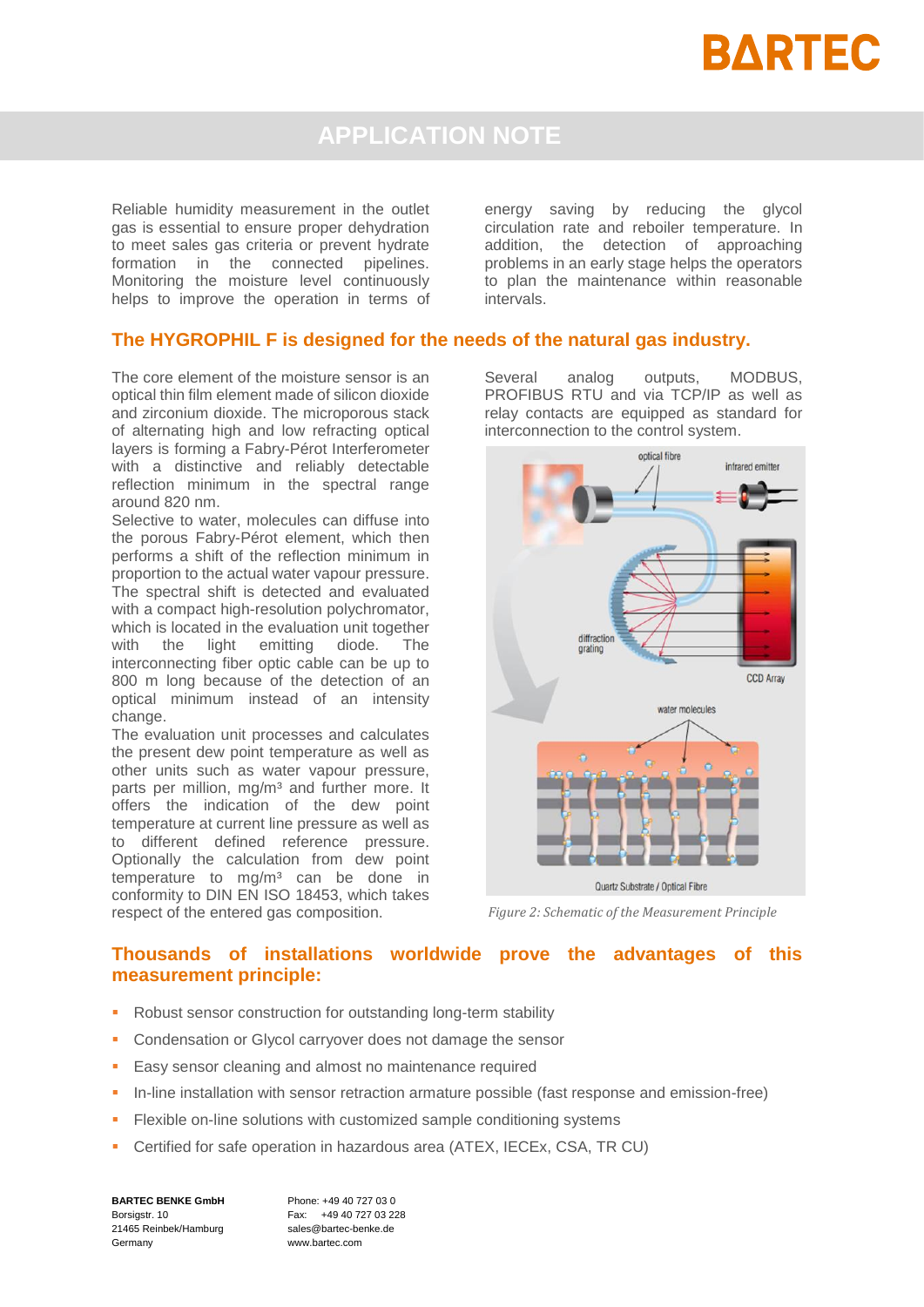## APPLICATION NOTE

Reliable humidity measurement in the outlet gas is essential to ensure proper dehydration to meet sales gas criteria or prevent hydrate formation in the connected pipelines. Monitoring the moisture level continuously helps to improve the operation in terms of energy saving by reducing the glycol circulation rate and reboiler temperature. In addition, the detection of approaching problems in an early stage helps the operators to plan the maintenance within reasonable intervals.

## The HYGROPHIL F is designed for the needs of the natural gas industry.

The core element of the moisture sensor is an optical thin film element made of silicon dioxide and zirconium dioxide. The microporous stack of alternating high and low refracting optical layers is forming a Fabry-Pérot Interferometer with a distinctive and reliably detectable reflection minimum in the spectral range around 820 nm.

Selective to water, molecules can diffuse into the porous Fabry-Pérot element, which then performs a shift of the reflection minimum in proportion to the actual water vapour pressure. The spectral shift is detected and evaluated with a compact high-resolution polychromator, which is located in the evaluation unit together with the light emitting diode. The interconnecting fiber optic cable can be up to 800 m long because of the detection of an optical minimum instead of an intensity change.

The evaluation unit processes and calculates the present dew point temperature as well as other units such as water vapour pressure, parts per million, mg/m³ and further more. It offers the indication of the dew point temperature at current line pressure as well as to different defined reference pressure. Optionally the calculation from dew point temperature to mg/m³ can be done in conformity to DIN EN ISO 18453, which takes respect of the entered gas composition.

Several analog outputs, MODBUS, PROFIBUS RTU and via TCP/IP as well as relay contacts are equipped as standard for interconnection to the control system.

optical fibre
infrared emitter
diffraction grating
CCD Array
water molecules
Quartz Substrate / Optical Fibre

*Figure 2: Schematic of the Measurement Principle*

## Thousands of installations worldwide prove the advantages of this measurement principle:

- Robust sensor construction for outstanding long-term stability
- Condensation or Glycol carryover does not damage the sensor
- Easy sensor cleaning and almost no maintenance required
- In-line installation with sensor retraction armature possible (fast response and emission-free)
- Flexible on-line solutions with customized sample conditioning systems
- Certified for safe operation in hazardous area (ATEX, IECEx, CSA, TR CU)

**BARTEC BENKE GmbH**
Borsigstr. 10
21465 Reinbek/Hamburg
Germany

Phone: +49 40 727 03 0
Fax: +49 40 727 03 228
sales@bartec-benke.de
www.bartec.com